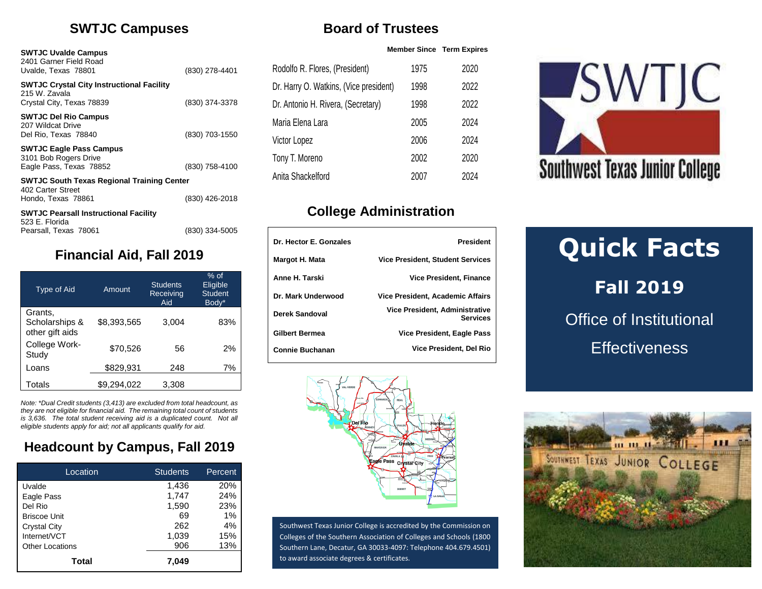# Quick Facts

## Fall 2019

Office of Institutional Effectiveness

## SWTJC Campuses

**SWTJC Uvalde Campus**
2401 Garner Field Road
Uvalde, Texas 78801
(830) 278-4401

**SWTJC Crystal City Instructional Facility**
215 W. Zavala
Crystal City, Texas 78839
(830) 374-3378

**SWTJC Del Rio Campus**
207 Wildcat Drive
Del Rio, Texas 78840
(830) 703-1550

**SWTJC Eagle Pass Campus**
3101 Bob Rogers Drive
Eagle Pass, Texas 78852
(830) 758-4100

**SWTJC South Texas Regional Training Center**
402 Carter Street
Hondo, Texas 78861
(830) 426-2018

**SWTJC Pearsall Instructional Facility**
523 E. Florida
Pearsall, Texas 78061
(830) 334-5005

## Financial Aid, Fall 2019

| Type of Aid | Amount | Students Receiving Aid | % of Eligible Student Body* |
|---|---|---|---|
| Grants, Scholarships & other gift aids | $8,393,565 | 3,004 | 83% |
| College Work-Study | $70,526 | 56 | 2% |
| Loans | $829,931 | 248 | 7% |
| Totals | $9,294,022 | 3,308 | |

*Note: \*Dual Credit students (3,413) are excluded from total headcount, as they are not eligible for financial aid. The remaining total count of students is 3,636. The total student receiving aid is a duplicated count. Not all eligible students apply for aid; not all applicants qualify for aid.*

## Headcount by Campus, Fall 2019

| Location | Students | Percent |
|---|---|---|
| Uvalde | 1,436 | 20% |
| Eagle Pass | 1,747 | 24% |
| Del Rio | 1,590 | 23% |
| Briscoe Unit | 69 | 1% |
| Crystal City | 262 | 4% |
| Internet/VCT | 1,039 | 15% |
| Other Locations | 906 | 13% |
| **Total** | **7,049** | |

## Board of Trustees

| | Member Since | Term Expires |
|---|---|---|
| Rodolfo R. Flores, (President) | 1975 | 2020 |
| Dr. Harry O. Watkins, (Vice president) | 1998 | 2022 |
| Dr. Antonio H. Rivera, (Secretary) | 1998 | 2022 |
| Maria Elena Lara | 2005 | 2024 |
| Victor Lopez | 2006 | 2024 |
| Tony T. Moreno | 2002 | 2020 |
| Anita Shackelford | 2007 | 2024 |

## College Administration

| | |
|---|---|
| **Dr. Hector E. Gonzales** | **President** |
| **Margot H. Mata** | **Vice President, Student Services** |
| **Anne H. Tarski** | **Vice President, Finance** |
| **Dr. Mark Underwood** | **Vice President, Academic Affairs** |
| **Derek Sandoval** | **Vice President, Administrative Services** |
| **Gilbert Bermea** | **Vice President, Eagle Pass** |
| **Connie Buchanan** | **Vice President, Del Rio** |

Southwest Texas Junior College is accredited by the Commission on Colleges of the Southern Association of Colleges and Schools (1800 Southern Lane, Decatur, GA 30033-4097: Telephone 404.679.4501) to award associate degrees & certificates.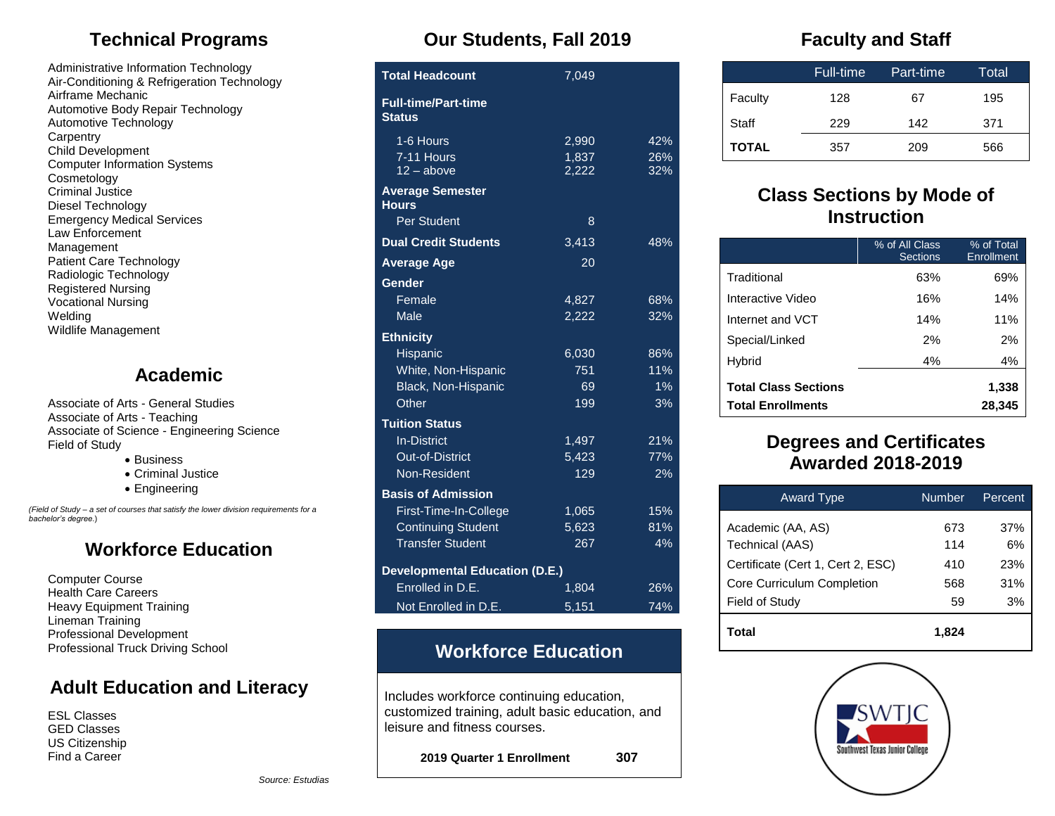## Technical Programs

Administrative Information Technology
Air-Conditioning & Refrigeration Technology
Airframe Mechanic
Automotive Body Repair Technology
Automotive Technology
Carpentry
Child Development
Computer Information Systems
Cosmetology
Criminal Justice
Diesel Technology
Emergency Medical Services
Law Enforcement
Management
Patient Care Technology
Radiologic Technology
Registered Nursing
Vocational Nursing
Welding
Wildlife Management

## Academic

Associate of Arts - General Studies
Associate of Arts - Teaching
Associate of Science - Engineering Science
Field of Study

- Business
- Criminal Justice
- Engineering

*(Field of Study – a set of courses that satisfy the lower division requirements for a bachelor's degree.)*

## Workforce Education

Computer Course
Health Care Careers
Heavy Equipment Training
Lineman Training
Professional Development
Professional Truck Driving School

## Adult Education and Literacy

ESL Classes
GED Classes
US Citizenship
Find a Career

*Source: Estudias*

## Our Students, Fall 2019

| | | |
|---|---|---|
| **Total Headcount** | 7,049 | |
| **Full-time/Part-time Status** | | |
| 1-6 Hours | 2,990 | 42% |
| 7-11 Hours | 1,837 | 26% |
| 12 – above | 2,222 | 32% |
| **Average Semester Hours** | | |
| Per Student | 8 | |
| **Dual Credit Students** | 3,413 | 48% |
| **Average Age** | 20 | |
| **Gender** | | |
| Female | 4,827 | 68% |
| Male | 2,222 | 32% |
| **Ethnicity** | | |
| Hispanic | 6,030 | 86% |
| White, Non-Hispanic | 751 | 11% |
| Black, Non-Hispanic | 69 | 1% |
| Other | 199 | 3% |
| **Tuition Status** | | |
| In-District | 1,497 | 21% |
| Out-of-District | 5,423 | 77% |
| Non-Resident | 129 | 2% |
| **Basis of Admission** | | |
| First-Time-In-College | 1,065 | 15% |
| Continuing Student | 5,623 | 81% |
| Transfer Student | 267 | 4% |
| **Developmental Education (D.E.)** | | |
| Enrolled in D.E. | 1,804 | 26% |
| Not Enrolled in D.E. | 5,151 | 74% |

## Workforce Education

Includes workforce continuing education, customized training, adult basic education, and leisure and fitness courses.

**2019 Quarter 1 Enrollment** **307**

## Faculty and Staff

| | Full-time | Part-time | Total |
|---|---|---|---|
| Faculty | 128 | 67 | 195 |
| Staff | 229 | 142 | 371 |
| **TOTAL** | 357 | 209 | 566 |

## Class Sections by Mode of Instruction

| | % of All Class Sections | % of Total Enrollment |
|---|---|---|
| Traditional | 63% | 69% |
| Interactive Video | 16% | 14% |
| Internet and VCT | 14% | 11% |
| Special/Linked | 2% | 2% |
| Hybrid | 4% | 4% |
| **Total Class Sections** | | **1,338** |
| **Total Enrollments** | | **28,345** |

## Degrees and Certificates Awarded 2018-2019

| Award Type | Number | Percent |
|---|---|---|
| Academic (AA, AS) | 673 | 37% |
| Technical (AAS) | 114 | 6% |
| Certificate (Cert 1, Cert 2, ESC) | 410 | 23% |
| Core Curriculum Completion | 568 | 31% |
| Field of Study | 59 | 3% |
| **Total** | **1,824** | |

SWTJC
Southwest Texas Junior College